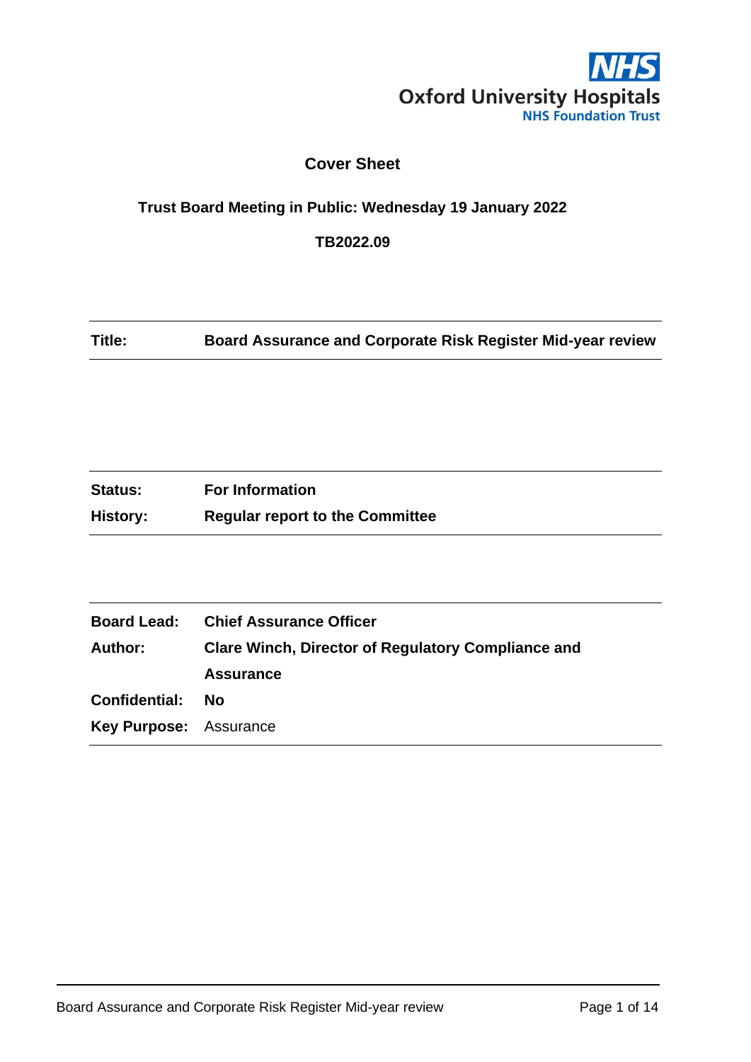Oxford University Hospitals
NHS Foundation Trust

## Cover Sheet

**Trust Board Meeting in Public: Wednesday 19 January 2022**

**TB2022.09**

| | |
|---|---|
| **Title:** | **Board Assurance and Corporate Risk Register Mid-year review** |

| | |
|---|---|
| **Status:** | **For Information** |
| **History:** | **Regular report to the Committee** |

| | |
|---|---|
| **Board Lead:** | **Chief Assurance Officer** |
| **Author:** | **Clare Winch, Director of Regulatory Compliance and Assurance** |
| **Confidential:** | **No** |
| **Key Purpose:** | Assurance |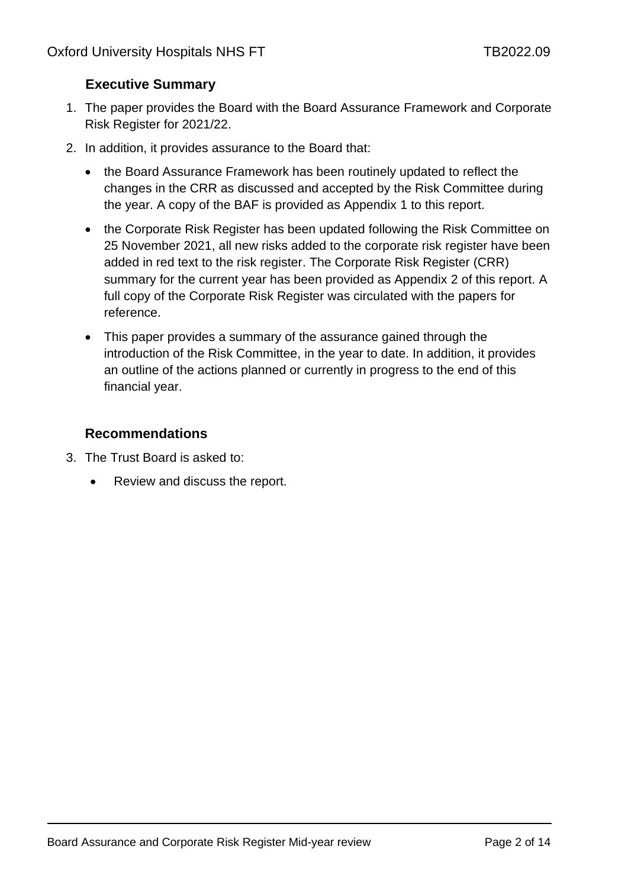## Executive Summary

1. The paper provides the Board with the Board Assurance Framework and Corporate Risk Register for 2021/22.
2. In addition, it provides assurance to the Board that:
   - the Board Assurance Framework has been routinely updated to reflect the changes in the CRR as discussed and accepted by the Risk Committee during the year. A copy of the BAF is provided as Appendix 1 to this report.
   - the Corporate Risk Register has been updated following the Risk Committee on 25 November 2021, all new risks added to the corporate risk register have been added in red text to the risk register. The Corporate Risk Register (CRR) summary for the current year has been provided as Appendix 2 of this report. A full copy of the Corporate Risk Register was circulated with the papers for reference.
   - This paper provides a summary of the assurance gained through the introduction of the Risk Committee, in the year to date. In addition, it provides an outline of the actions planned or currently in progress to the end of this financial year.

## Recommendations

3. The Trust Board is asked to:
   - Review and discuss the report.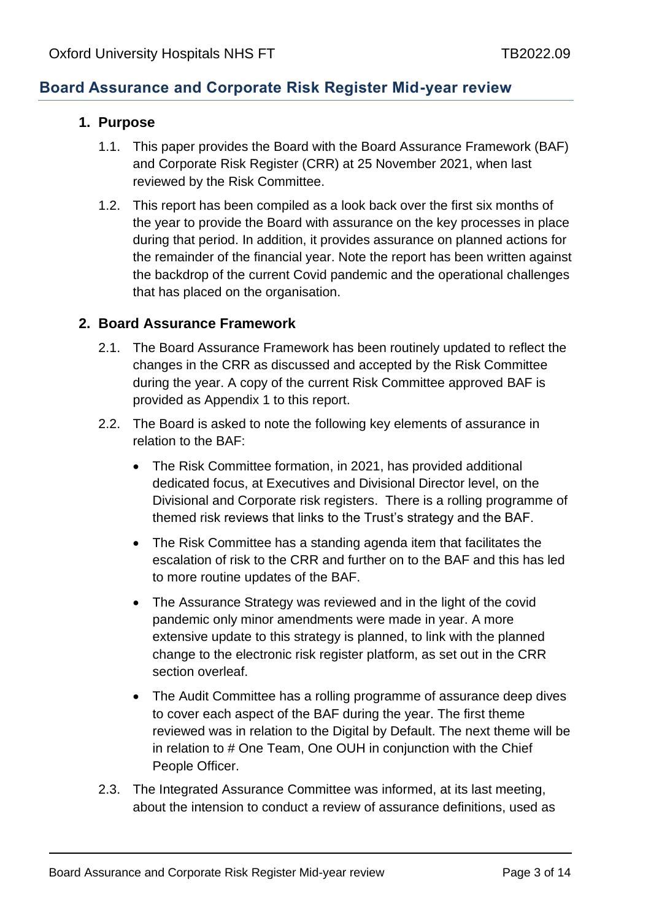## Board Assurance and Corporate Risk Register Mid-year review

### 1. Purpose

1.1. This paper provides the Board with the Board Assurance Framework (BAF) and Corporate Risk Register (CRR) at 25 November 2021, when last reviewed by the Risk Committee.

1.2. This report has been compiled as a look back over the first six months of the year to provide the Board with assurance on the key processes in place during that period. In addition, it provides assurance on planned actions for the remainder of the financial year. Note the report has been written against the backdrop of the current Covid pandemic and the operational challenges that has placed on the organisation.

### 2. Board Assurance Framework

2.1. The Board Assurance Framework has been routinely updated to reflect the changes in the CRR as discussed and accepted by the Risk Committee during the year. A copy of the current Risk Committee approved BAF is provided as Appendix 1 to this report.

2.2. The Board is asked to note the following key elements of assurance in relation to the BAF:

- The Risk Committee formation, in 2021, has provided additional dedicated focus, at Executives and Divisional Director level, on the Divisional and Corporate risk registers. There is a rolling programme of themed risk reviews that links to the Trust's strategy and the BAF.
- The Risk Committee has a standing agenda item that facilitates the escalation of risk to the CRR and further on to the BAF and this has led to more routine updates of the BAF.
- The Assurance Strategy was reviewed and in the light of the covid pandemic only minor amendments were made in year. A more extensive update to this strategy is planned, to link with the planned change to the electronic risk register platform, as set out in the CRR section overleaf.
- The Audit Committee has a rolling programme of assurance deep dives to cover each aspect of the BAF during the year. The first theme reviewed was in relation to the Digital by Default. The next theme will be in relation to # One Team, One OUH in conjunction with the Chief People Officer.

2.3. The Integrated Assurance Committee was informed, at its last meeting, about the intension to conduct a review of assurance definitions, used as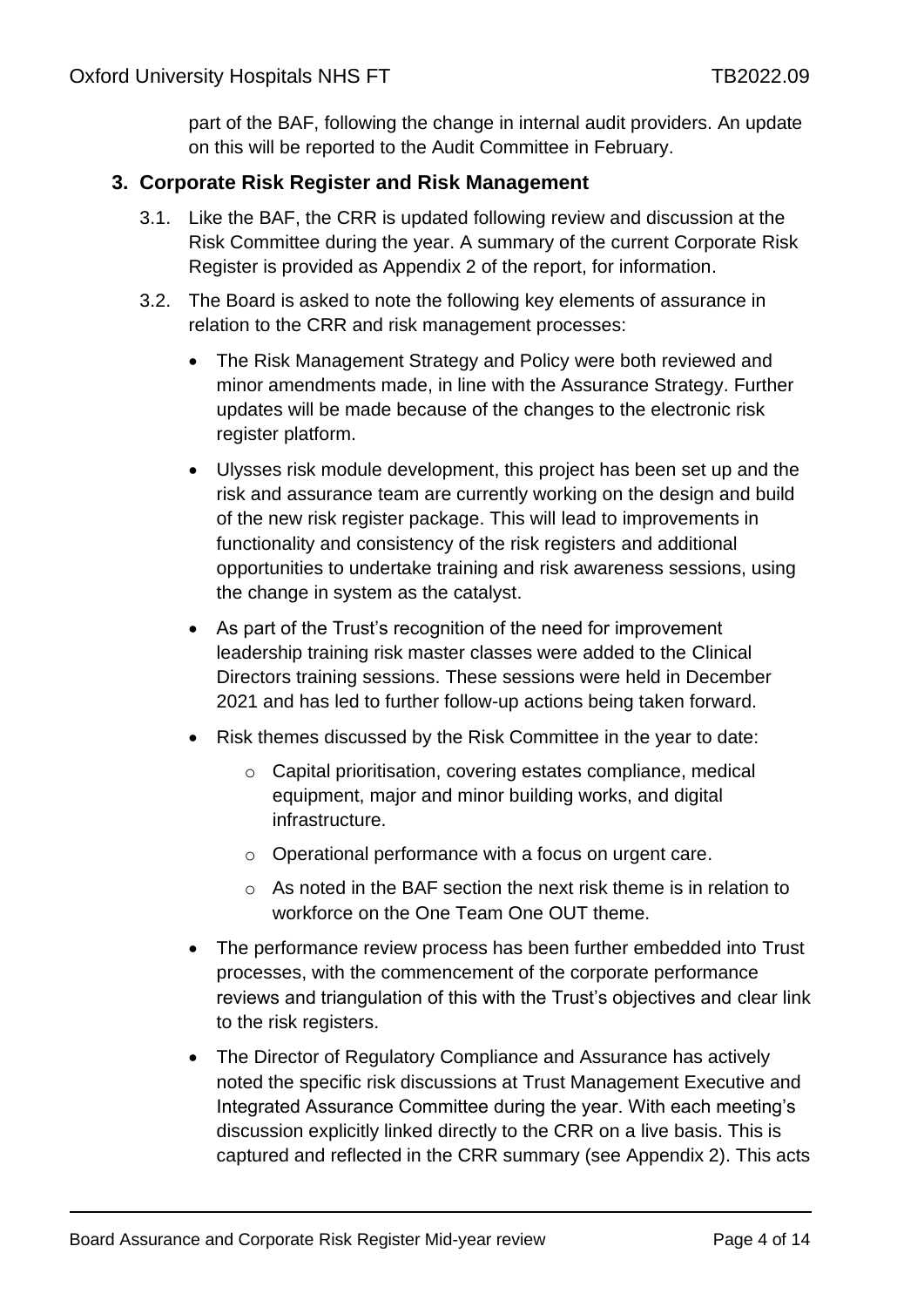part of the BAF, following the change in internal audit providers. An update on this will be reported to the Audit Committee in February.

## 3. Corporate Risk Register and Risk Management

3.1. Like the BAF, the CRR is updated following review and discussion at the Risk Committee during the year. A summary of the current Corporate Risk Register is provided as Appendix 2 of the report, for information.

3.2. The Board is asked to note the following key elements of assurance in relation to the CRR and risk management processes:

- The Risk Management Strategy and Policy were both reviewed and minor amendments made, in line with the Assurance Strategy. Further updates will be made because of the changes to the electronic risk register platform.
- Ulysses risk module development, this project has been set up and the risk and assurance team are currently working on the design and build of the new risk register package. This will lead to improvements in functionality and consistency of the risk registers and additional opportunities to undertake training and risk awareness sessions, using the change in system as the catalyst.
- As part of the Trust's recognition of the need for improvement leadership training risk master classes were added to the Clinical Directors training sessions. These sessions were held in December 2021 and has led to further follow-up actions being taken forward.
- Risk themes discussed by the Risk Committee in the year to date:
  - Capital prioritisation, covering estates compliance, medical equipment, major and minor building works, and digital infrastructure.
  - Operational performance with a focus on urgent care.
  - As noted in the BAF section the next risk theme is in relation to workforce on the One Team One OUT theme.
- The performance review process has been further embedded into Trust processes, with the commencement of the corporate performance reviews and triangulation of this with the Trust's objectives and clear link to the risk registers.
- The Director of Regulatory Compliance and Assurance has actively noted the specific risk discussions at Trust Management Executive and Integrated Assurance Committee during the year. With each meeting's discussion explicitly linked directly to the CRR on a live basis. This is captured and reflected in the CRR summary (see Appendix 2). This acts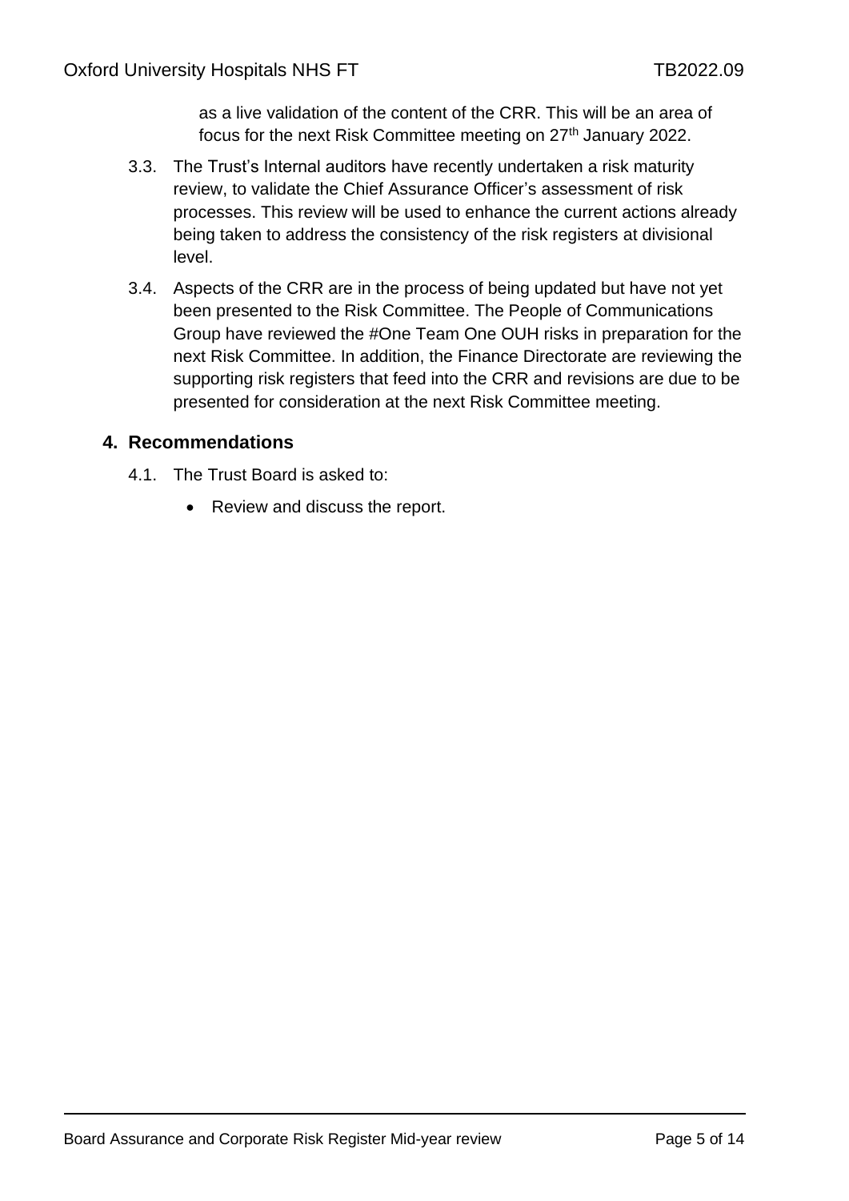as a live validation of the content of the CRR. This will be an area of focus for the next Risk Committee meeting on 27th January 2022.

3.3. The Trust's Internal auditors have recently undertaken a risk maturity review, to validate the Chief Assurance Officer's assessment of risk processes. This review will be used to enhance the current actions already being taken to address the consistency of the risk registers at divisional level.

3.4. Aspects of the CRR are in the process of being updated but have not yet been presented to the Risk Committee. The People of Communications Group have reviewed the #One Team One OUH risks in preparation for the next Risk Committee. In addition, the Finance Directorate are reviewing the supporting risk registers that feed into the CRR and revisions are due to be presented for consideration at the next Risk Committee meeting.

## 4. Recommendations

4.1. The Trust Board is asked to:

- Review and discuss the report.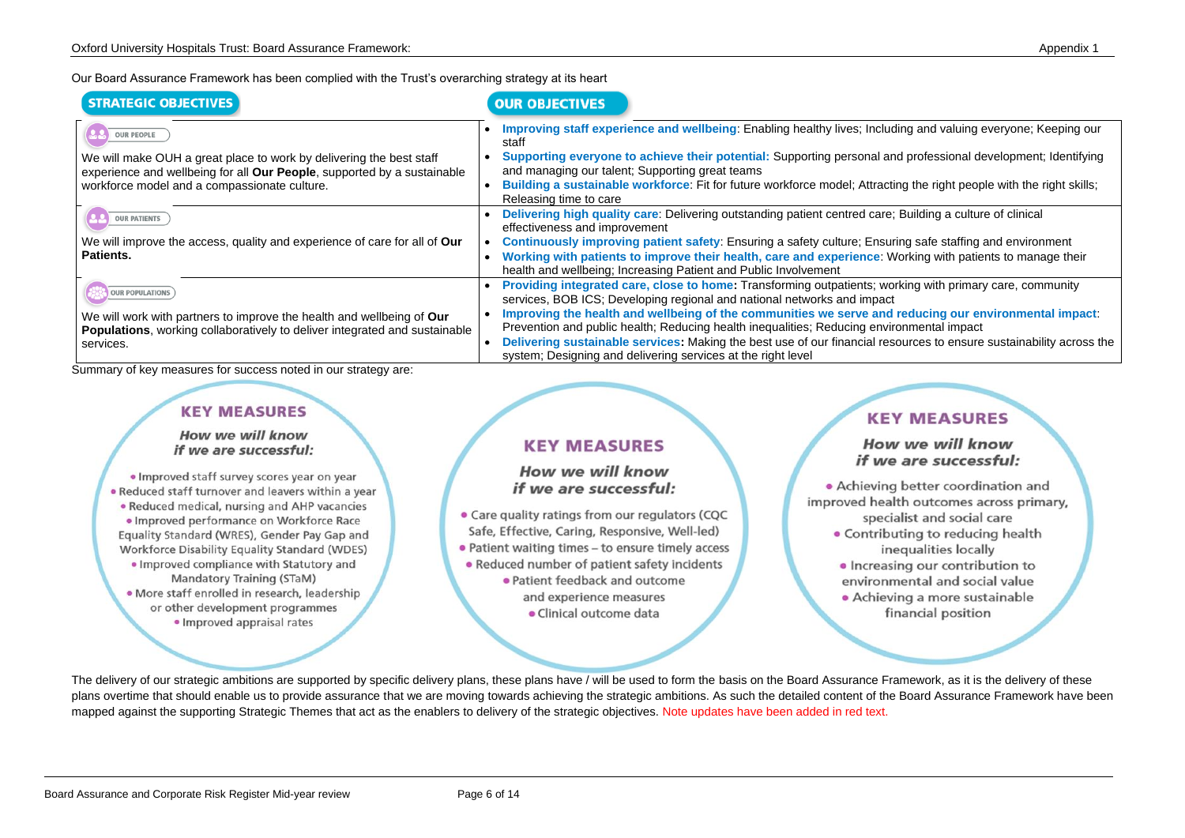Our Board Assurance Framework has been complied with the Trust's overarching strategy at its heart

| STRATEGIC OBJECTIVES | OUR OBJECTIVES |
|---|---|
| **OUR PEOPLE**<br><br>We will make OUH a great place to work by delivering the best staff experience and wellbeing for all **Our People**, supported by a sustainable workforce model and a compassionate culture. | • **Improving staff experience and wellbeing**: Enabling healthy lives; Including and valuing everyone; Keeping our staff<br>• **Supporting everyone to achieve their potential:** Supporting personal and professional development; Identifying and managing our talent; Supporting great teams<br>• **Building a sustainable workforce**: Fit for future workforce model; Attracting the right people with the right skills; Releasing time to care |
| **OUR PATIENTS**<br><br>We will improve the access, quality and experience of care for all of **Our Patients.** | • **Delivering high quality care**: Delivering outstanding patient centred care; Building a culture of clinical effectiveness and improvement<br>• **Continuously improving patient safety**: Ensuring a safety culture; Ensuring safe staffing and environment<br>• **Working with patients to improve their health, care and experience**: Working with patients to manage their health and wellbeing; Increasing Patient and Public Involvement |
| **OUR POPULATIONS**<br><br>We will work with partners to improve the health and wellbeing of **Our Populations**, working collaboratively to deliver integrated and sustainable services. | • **Providing integrated care, close to home:** Transforming outpatients; working with primary care, community services, BOB ICS; Developing regional and national networks and impact<br>• **Improving the health and wellbeing of the communities we serve and reducing our environmental impact**: Prevention and public health; Reducing health inequalities; Reducing environmental impact<br>• **Delivering sustainable services:** Making the best use of our financial resources to ensure sustainability across the system; Designing and delivering services at the right level |

Summary of key measures for success noted in our strategy are:

**KEY MEASURES**

***How we will know if we are successful:***

- Improved staff survey scores year on year
- Reduced staff turnover and leavers within a year
- Reduced medical, nursing and AHP vacancies
- Improved performance on Workforce Race Equality Standard (WRES), Gender Pay Gap and Workforce Disability Equality Standard (WDES)
- Improved compliance with Statutory and Mandatory Training (STaM)
- More staff enrolled in research, leadership or other development programmes
- Improved appraisal rates

**KEY MEASURES**

***How we will know if we are successful:***

- Care quality ratings from our regulators (CQC Safe, Effective, Caring, Responsive, Well-led)
- Patient waiting times – to ensure timely access
- Reduced number of patient safety incidents
- Patient feedback and outcome and experience measures
- Clinical outcome data

**KEY MEASURES**

***How we will know if we are successful:***

- Achieving better coordination and improved health outcomes across primary, specialist and social care
- Contributing to reducing health inequalities locally
- Increasing our contribution to environmental and social value
- Achieving a more sustainable financial position

The delivery of our strategic ambitions are supported by specific delivery plans, these plans have / will be used to form the basis on the Board Assurance Framework, as it is the delivery of these plans overtime that should enable us to provide assurance that we are moving towards achieving the strategic ambitions. As such the detailed content of the Board Assurance Framework have been mapped against the supporting Strategic Themes that act as the enablers to delivery of the strategic objectives. Note updates have been added in red text.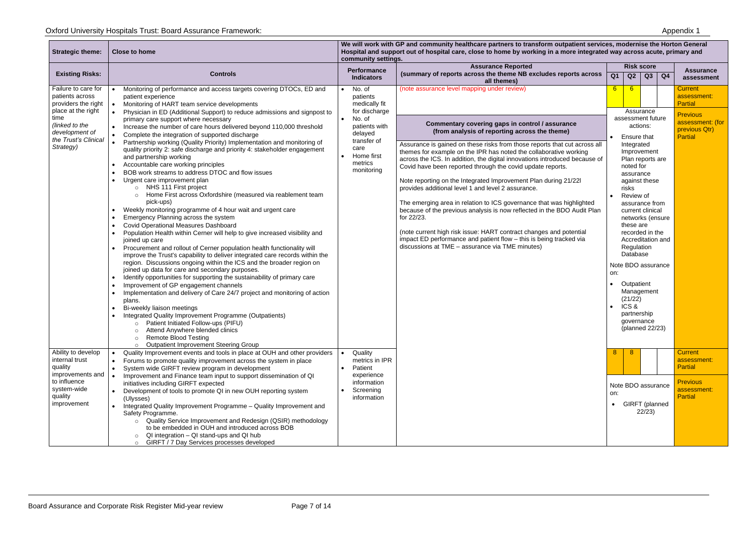# Oxford University Hospitals Trust: Board Assurance Framework:

Appendix 1

| Strategic theme: | Close to home | We will work with GP and community healthcare partners to transform outpatient services, modernise the Horton General Hospital and support out of hospital care, close to home by working in a more integrated way across acute, primary and community settings. | | | | | | |
|---|---|---|---|---|---|---|---|---|
| **Existing Risks:** | **Controls** | **Performance Indicators** | **Assurance Reported** (summary of reports across the theme NB excludes reports across all themes) | **Risk score Q1** | **Q2** | **Q3** | **Q4** | **Assurance assessment** |
| Failure to care for patients across providers the right place at the right time *(linked to the development of the Trust's Clinical Strategy)* | • Monitoring of performance and access targets covering DTOCs, ED and patient experience<br>• Monitoring of HART team service developments<br>• Physician in ED (Additional Support) to reduce admissions and signpost to primary care support where necessary<br>• Increase the number of care hours delivered beyond 110,000 threshold<br>• Complete the integration of supported discharge<br>• Partnership working (Quality Priority) Implementation and monitoring of quality priority 2: safe discharge and priority 4: stakeholder engagement and partnership working<br>• Accountable care working principles<br>• BOB work streams to address DTOC and flow issues<br>• Urgent care improvement plan<br>  ○ NHS 111 First project<br>  ○ Home First across Oxfordshire (measured via reablement team pick-ups)<br>• Weekly monitoring programme of 4 hour wait and urgent care<br>• Emergency Planning across the system<br>• Covid Operational Measures Dashboard<br>• Population Health within Cerner will help to give increased visibility and joined up care<br>• Procurement and rollout of Cerner population health functionality will improve the Trust's capability to deliver integrated care records within the region. Discussions ongoing within the ICS and the broader region on joined up data for care and secondary purposes.<br>• Identify opportunities for supporting the sustainability of primary care<br>• Improvement of GP engagement channels<br>• Implementation and delivery of Care 24/7 project and monitoring of action plans.<br>• Bi-weekly liaison meetings<br>• Integrated Quality Improvement Programme (Outpatients)<br>  ○ Patient Initiated Follow-ups (PIFU)<br>  ○ Attend Anywhere blended clinics<br>  ○ Remote Blood Testing<br>  ○ Outpatient Improvement Steering Group | • No. of patients medically fit for discharge<br>• No. of patients with delayed transfer of care<br>• Home first metrics monitoring | (note assurance level mapping under review)<br><br>**Commentary covering gaps in control / assurance (from analysis of reporting across the theme)**<br><br>Assurance is gained on these risks from those reports that cut across all themes for example on the IPR has noted the collaborative working across the ICS. In addition, the digital innovations introduced because of Covid have been reported through the covid update reports.<br><br>Note reporting on the Integrated Improvement Plan during 21/22l provides additional level 1 and level 2 assurance.<br><br>The emerging area in relation to ICS governance that was highlighted because of the previous analysis is now reflected in the BDO Audit Plan for 22/23.<br><br>(note current high risk issue: HART contract changes and potential impact ED performance and patient flow – this is being tracked via discussions at TME – assurance via TME minutes) | 6 | 6 | | | Current assessment: Partial<br><br>Previous assessment: (for previous Qtr) Partial |
| | | | | Assurance assessment future actions:<br>• Ensure that Integrated Improvement Plan reports are noted for assurance against these risks<br>• Review of assurance from current clinical networks (ensure these are recorded in the Accreditation and Regulation Database<br><br>Note BDO assurance on:<br>• Outpatient Management (21/22)<br>• ICS & partnership governance (planned 22/23) | | | | |
| Ability to develop internal trust quality improvements and to influence system-wide quality improvement | • Quality Improvement events and tools in place at OUH and other providers<br>• Forums to promote quality improvement across the system in place<br>• System wide GIRFT review program in development<br>• Improvement and Finance team input to support dissemination of QI initiatives including GIRFT expected<br>• Development of tools to promote QI in new OUH reporting system (Ulysses)<br>• Integrated Quality Improvement Programme – Quality Improvement and Safety Programme.<br>  ○ Quality Service Improvement and Redesign (QSIR) methodology to be embedded in OUH and introduced across BOB<br>  ○ QI integration – QI stand-ups and QI hub<br>  ○ GIRFT / 7 Day Services processes developed | • Quality metrics in IPR<br>• Patient experience information<br>• Screening information | | 8 | 8 | | | Current assessment: Partial<br><br>Previous assessment: Partial |
| | | | | Note BDO assurance on:<br>• GIRFT (planned 22/23) | | | | |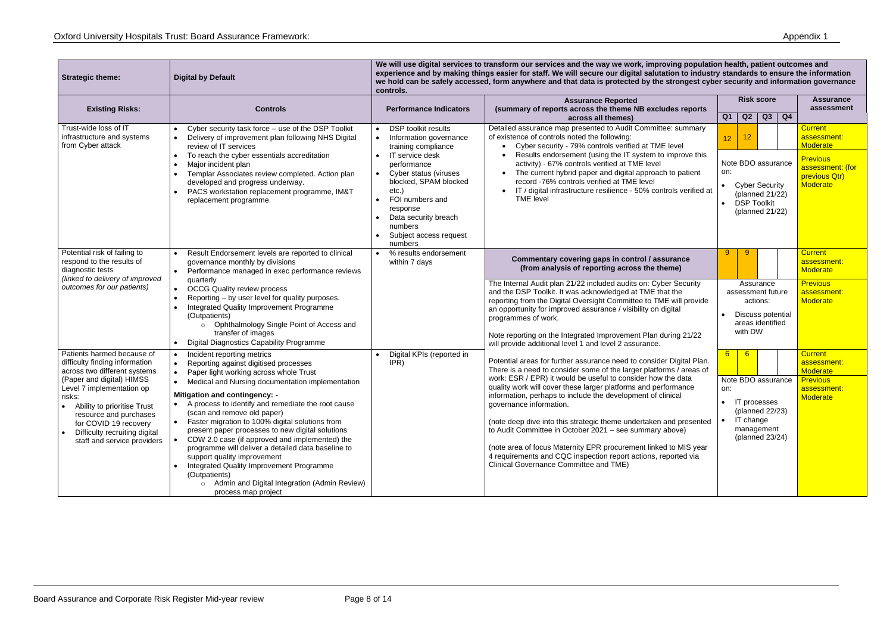| Strategic theme: | Digital by Default | We will use digital services to transform our services and the way we work, improving population health, patient outcomes and experience and by making things easier for staff. We will secure our digital salutation to industry standards to ensure the information we hold can be safely accessed, form anywhere and that data is protected by the strongest cyber security and information governance controls. | | | | | | |
|---|---|---|---|---|---|---|---|---|
| **Existing Risks:** | **Controls** | **Performance Indicators** | **Assurance Reported (summary of reports across the theme NB excludes reports across all themes)** | **Risk score** | | | | **Assurance assessment** |
| | | | | **Q1** | **Q2** | **Q3** | **Q4** | |
| Trust-wide loss of IT infrastructure and systems from Cyber attack | • Cyber security task force – use of the DSP Toolkit<br>• Delivery of improvement plan following NHS Digital review of IT services<br>• To reach the cyber essentials accreditation<br>• Major incident plan<br>• Templar Associates review completed. Action plan developed and progress underway.<br>• PACS workstation replacement programme, IM&T replacement programme. | • DSP toolkit results<br>• Information governance training compliance<br>• IT service desk performance<br>• Cyber status (viruses blocked, SPAM blocked etc.)<br>• FOI numbers and response<br>• Data security breach numbers<br>• Subject access request numbers | Detailed assurance map presented to Audit Committee: summary of existence of controls noted the following:<br>• Cyber security - 79% controls verified at TME level<br>• Results endorsement (using the IT system to improve this activity) - 67% controls verified at TME level<br>• The current hybrid paper and digital approach to patient record -76% controls verified at TME level<br>• IT / digital infrastructure resilience - 50% controls verified at TME level | 12 | 12 | | | Current assessment: Moderate<br><br>Previous assessment: (for previous Qtr) Moderate |
| | | | | Note BDO assurance on:<br>• Cyber Security (planned 21/22)<br>• DSP Toolkit (planned 21/22) | | | | |
| Potential risk of failing to respond to the results of diagnostic tests *(linked to delivery of improved outcomes for our patients)* | • Result Endorsement levels are reported to clinical governance monthly by divisions<br>• Performance managed in exec performance reviews quarterly<br>• OCCG Quality review process<br>• Reporting – by user level for quality purposes.<br>• Integrated Quality Improvement Programme (Outpatients)<br>  ○ Ophthalmology Single Point of Access and transfer of images<br>• Digital Diagnostics Capability Programme | • % results endorsement within 7 days | **Commentary covering gaps in control / assurance (from analysis of reporting across the theme)**<br><br>The Internal Audit plan 21/22 included audits on: Cyber Security and the DSP Toolkit. It was acknowledged at TME that the reporting from the Digital Oversight Committee to TME will provide an opportunity for improved assurance / visibility on digital programmes of work.<br><br>Note reporting on the Integrated Improvement Plan during 21/22 will provide additional level 1 and level 2 assurance. | 9 | 9 | | | Current assessment: Moderate<br><br>Previous assessment: Moderate |
| | | | | Assurance assessment future actions:<br>• Discuss potential areas identified with DW | | | | |
| Patients harmed because of difficulty finding information across two different systems (Paper and digital) HIMSS Level 7 implementation op risks:<br>• Ability to prioritise Trust resource and purchases for COVID 19 recovery<br>• Difficulty recruiting digital staff and service providers | • Incident reporting metrics<br>• Reporting against digitised processes<br>• Paper light working across whole Trust<br>• Medical and Nursing documentation implementation<br><br>**Mitigation and contingency: -**<br>• A process to identify and remediate the root cause (scan and remove old paper)<br>• Faster migration to 100% digital solutions from present paper processes to new digital solutions<br>• CDW 2.0 case (if approved and implemented) the programme will deliver a detailed data baseline to support quality improvement<br>• Integrated Quality Improvement Programme (Outpatients)<br>  ○ Admin and Digital Integration (Admin Review) process map project | • Digital KPIs (reported in IPR) | Potential areas for further assurance need to consider Digital Plan. There is a need to consider some of the larger platforms / areas of work: ESR / EPR) it would be useful to consider how the data quality work will cover these larger platforms and performance information, perhaps to include the development of clinical governance information.<br><br>(note deep dive into this strategic theme undertaken and presented to Audit Committee in October 2021 – see summary above)<br><br>(note area of focus Maternity EPR procurement linked to MIS year 4 requirements and CQC inspection report actions, reported via Clinical Governance Committee and TME) | 6 | 6 | | | Current assessment: Moderate<br><br>Previous assessment: Moderate |
| | | | | Note BDO assurance on:<br>• IT processes (planned 22/23)<br>• IT change management (planned 23/24) | | | | |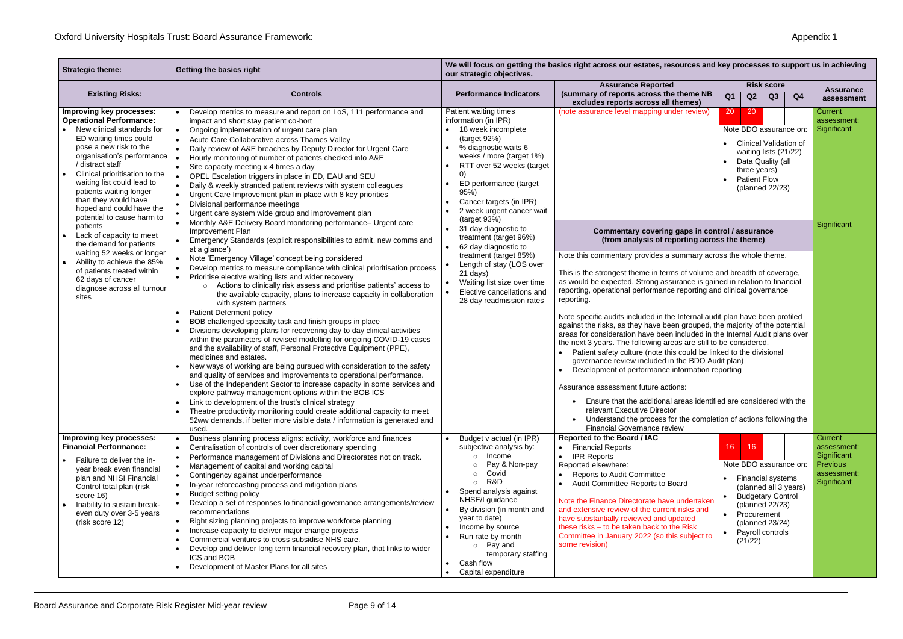| Strategic theme: | Getting the basics right | We will focus on getting the basics right across our estates, resources and key processes to support us in achieving our strategic objectives. | | | | | | |
|---|---|---|---|---|---|---|---|---|
| **Existing Risks:** | **Controls** | **Performance Indicators** | **Assurance Reported (summary of reports across the theme NB excludes reports across all themes)** | **Risk score Q1** | **Q2** | **Q3** | **Q4** | **Assurance assessment** |
| **Improving key processes: Operational Performance:**<br>• New clinical standards for ED waiting times could pose a new risk to the organisation's performance / distract staff<br>• Clinical prioritisation to the waiting list could lead to patients waiting longer than they would have hoped and could have the potential to cause harm to patients<br>• Lack of capacity to meet the demand for patients waiting 52 weeks or longer<br>• Ability to achieve the 85% of patients treated within 62 days of cancer diagnose across all tumour sites | • Develop metrics to measure and report on LoS, 111 performance and impact and short stay patient co-hort<br>• Ongoing implementation of urgent care plan<br>• Acute Care Collaborative across Thames Valley<br>• Daily review of A&E breaches by Deputy Director for Urgent Care<br>• Hourly monitoring of number of patients checked into A&E<br>• Site capacity meeting x 4 times a day<br>• OPEL Escalation triggers in place in ED, EAU and SEU<br>• Daily & weekly stranded patient reviews with system colleagues<br>• Urgent Care Improvement plan in place with 8 key priorities<br>• Divisional performance meetings<br>• Urgent care system wide group and improvement plan<br>• Monthly A&E Delivery Board monitoring performance– Urgent care Improvement Plan<br>• Emergency Standards (explicit responsibilities to admit, new comms and at a glance')<br>• Note 'Emergency Village' concept being considered<br>• Develop metrics to measure compliance with clinical prioritisation process<br>• Prioritise elective waiting lists and wider recovery<br>  ○ Actions to clinically risk assess and prioritise patients' access to the available capacity, plans to increase capacity in collaboration with system partners<br>• Patient Deferment policy<br>• BOB challenged specialty task and finish groups in place<br>• Divisions developing plans for recovering day to day clinical activities within the parameters of revised modelling for ongoing COVID-19 cases and the availability of staff, Personal Protective Equipment (PPE), medicines and estates.<br>• New ways of working are being pursued with consideration to the safety and quality of services and improvements to operational performance.<br>• Use of the Independent Sector to increase capacity in some services and explore pathway management options within the BOB ICS<br>• Link to development of the trust's clinical strategy<br>• Theatre productivity monitoring could create additional capacity to meet 52ww demands, if better more visible data / information is generated and used. | Patient waiting times information (in IPR)<br>• 18 week incomplete (target 92%)<br>• % diagnostic waits 6 weeks / more (target 1%)<br>• RTT over 52 weeks (target 0)<br>• ED performance (target 95%)<br>• Cancer targets (in IPR)<br>• 2 week urgent cancer wait (target 93%)<br>• 31 day diagnostic to treatment (target 96%)<br>• 62 day diagnostic to treatment (target 85%)<br>• Length of stay (LOS over 21 days)<br>• Waiting list size over time<br>• Elective cancellations and 28 day readmission rates | (note assurance level mapping under review)<br><br>**Commentary covering gaps in control / assurance (from analysis of reporting across the theme)**<br><br>Note this commentary provides a summary across the whole theme.<br><br>This is the strongest theme in terms of volume and breadth of coverage, as would be expected. Strong assurance is gained in relation to financial reporting, operational performance reporting and clinical governance reporting.<br><br>Note specific audits included in the Internal audit plan have been profiled against the risks, as they have been grouped, the majority of the potential areas for consideration have been included in the Internal Audit plans over the next 3 years. The following areas are still to be considered.<br>• Patient safety culture (note this could be linked to the divisional governance review included in the BDO Audit plan)<br>• Development of performance information reporting<br><br>Assurance assessment future actions:<br>• Ensure that the additional areas identified are considered with the relevant Executive Director<br>• Understand the process for the completion of actions following the Financial Governance review | 20 | 20<br><br>Note BDO assurance on:<br>• Clinical Validation of waiting lists (21/22)<br>• Data Quality (all three years)<br>• Patient Flow (planned 22/23) | | | Current assessment: Significant<br><br>Significant |
| **Improving key processes: Financial Performance:**<br>• Failure to deliver the in-year break even financial plan and NHSI Financial Control total plan (risk score 16)<br>• Inability to sustain break-even duty over 3-5 years (risk score 12) | • Business planning process aligns: activity, workforce and finances<br>• Centralisation of controls of over discretionary spending<br>• Performance management of Divisions and Directorates not on track.<br>• Management of capital and working capital<br>• Contingency against underperformance<br>• In-year reforecasting process and mitigation plans<br>• Budget setting policy<br>• Develop a set of responses to financial governance arrangements/review recommendations<br>• Right sizing planning projects to improve workforce planning<br>• Increase capacity to deliver major change projects<br>• Commercial ventures to cross subsidise NHS care.<br>• Develop and deliver long term financial recovery plan, that links to wider ICS and BOB<br>• Development of Master Plans for all sites | • Budget v actual (in IPR) subjective analysis by:<br>  ○ Income<br>  ○ Pay & Non-pay<br>  ○ Covid<br>  ○ R&D<br>• Spend analysis against NHSE/I guidance<br>• By division (in month and year to date)<br>• Income by source<br>• Run rate by month<br>  ○ Pay and temporary staffing<br>• Cash flow<br>• Capital expenditure | **Reported to the Board / IAC**<br>• Financial Reports<br>• IPR Reports<br>Reported elsewhere:<br>• Reports to Audit Committee<br>• Audit Committee Reports to Board<br><br>Note the Finance Directorate have undertaken and extensive review of the current risks and have substantially reviewed and updated these risks – to be taken back to the Risk Committee in January 2022 (so this subject to some revision) | 16 | 16<br><br>Note BDO assurance on:<br>• Financial systems (planned all 3 years)<br>• Budgetary Control (planned 22/23)<br>• Procurement (planned 23/24)<br>• Payroll controls (21/22) | | | Current assessment: Significant<br>Previous assessment: Significant |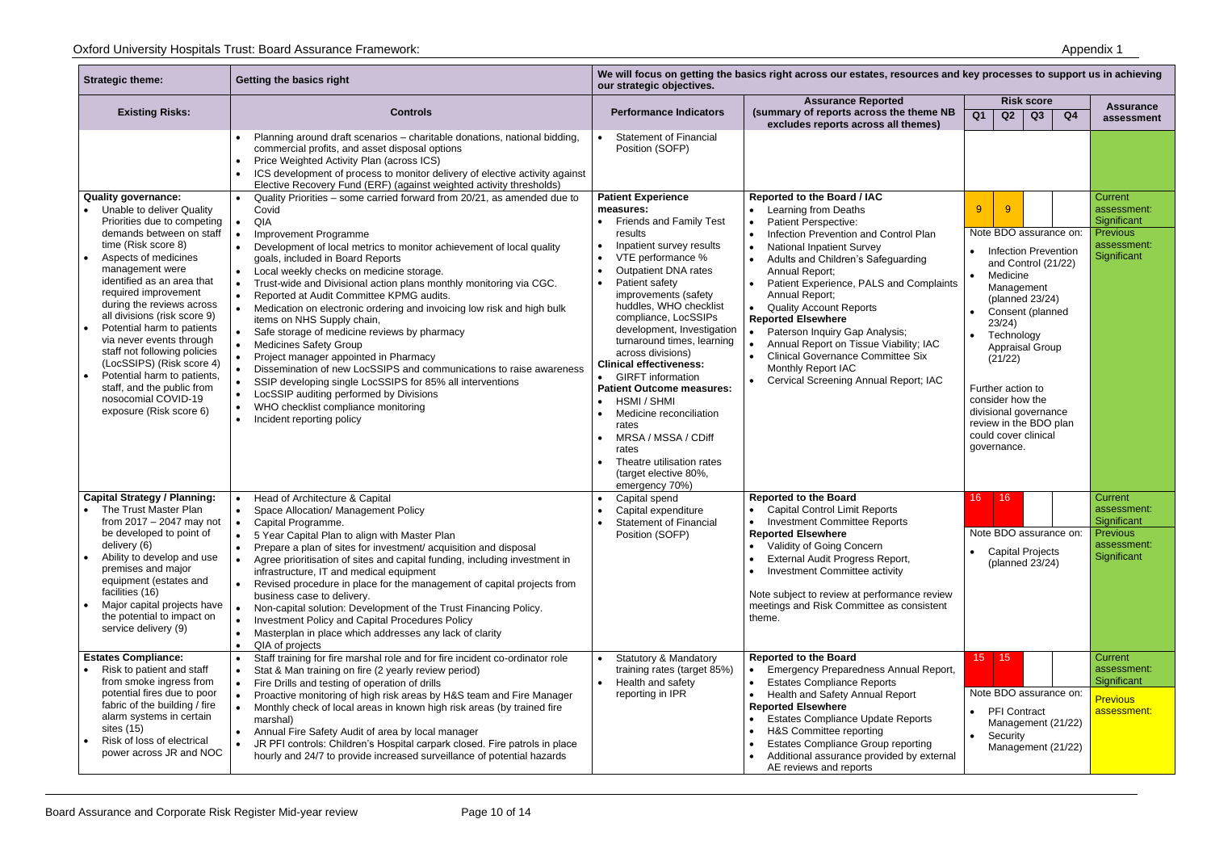| Strategic theme: | Getting the basics right | We will focus on getting the basics right across our estates, resources and key processes to support us in achieving our strategic objectives. | | | | | | |
|---|---|---|---|---|---|---|---|---|
| **Existing Risks:** | **Controls** | **Performance Indicators** | **Assurance Reported (summary of reports across the theme NB excludes reports across all themes)** | **Risk score Q1** | **Q2** | **Q3** | **Q4** | **Assurance assessment** |
| | • Planning around draft scenarios – charitable donations, national bidding, commercial profits, and asset disposal options<br>• Price Weighted Activity Plan (across ICS)<br>• ICS development of process to monitor delivery of elective activity against Elective Recovery Fund (ERF) (against weighted activity thresholds) | • Statement of Financial Position (SOFP) | | | | | | |
| **Quality governance:**<br>• Unable to deliver Quality Priorities due to competing demands between on staff time (Risk score 8)<br>• Aspects of medicines management were identified as an area that required improvement during the reviews across all divisions (risk score 9)<br>• Potential harm to patients via never events through staff not following policies (LocSSIPS) (Risk score 4)<br>• Potential harm to patients, staff, and the public from nosocomial COVID-19 exposure (Risk score 6) | • Quality Priorities – some carried forward from 20/21, as amended due to Covid<br>• QIA<br>• Improvement Programme<br>• Development of local metrics to monitor achievement of local quality goals, included in Board Reports<br>• Local weekly checks on medicine storage.<br>• Trust-wide and Divisional action plans monthly monitoring via CGC.<br>• Reported at Audit Committee KPMG audits.<br>• Medication on electronic ordering and invoicing low risk and high bulk items on NHS Supply chain,<br>• Safe storage of medicine reviews by pharmacy<br>• Medicines Safety Group<br>• Project manager appointed in Pharmacy<br>• Dissemination of new LocSSIPS and communications to raise awareness<br>• SSIP developing single LocSSIPS for 85% all interventions<br>• LocSSIP auditing performed by Divisions<br>• WHO checklist compliance monitoring<br>• Incident reporting policy | **Patient Experience measures:**<br>• Friends and Family Test results<br>• Inpatient survey results<br>• VTE performance %<br>• Outpatient DNA rates<br>• Patient safety improvements (safety huddles, WHO checklist compliance, LocSSIPs development, Investigation turnaround times, learning across divisions)<br>**Clinical effectiveness:**<br>• GIRFT information<br>**Patient Outcome measures:**<br>• HSMI / SHMI<br>• Medicine reconciliation rates<br>• MRSA / MSSA / CDiff rates<br>• Theatre utilisation rates (target elective 80%, emergency 70%) | **Reported to the Board / IAC**<br>• Learning from Deaths<br>• Patient Perspective:<br>• Infection Prevention and Control Plan<br>• National Inpatient Survey<br>• Adults and Children's Safeguarding Annual Report;<br>• Patient Experience, PALS and Complaints Annual Report;<br>• Quality Account Reports<br>**Reported Elsewhere**<br>• Paterson Inquiry Gap Analysis;<br>• Annual Report on Tissue Viability; IAC<br>• Clinical Governance Committee Six Monthly Report IAC<br>• Cervical Screening Annual Report; IAC | 9<br><br>Note BDO assurance on:<br>• Infection Prevention and Control (21/22)<br>• Medicine Management (planned 23/24)<br>• Consent (planned 23/24)<br>• Technology Appraisal Group (21/22)<br><br>Further action to consider how the divisional governance review in the BDO plan could cover clinical governance. | 9 | | | Current assessment: Significant<br>Previous assessment: Significant |
| **Capital Strategy / Planning:**<br>• The Trust Master Plan from 2017 – 2047 may not be developed to point of delivery (6)<br>• Ability to develop and use premises and major equipment (estates and facilities (16)<br>• Major capital projects have the potential to impact on service delivery (9) | • Head of Architecture & Capital<br>• Space Allocation/ Management Policy<br>• Capital Programme.<br>• 5 Year Capital Plan to align with Master Plan<br>• Prepare a plan of sites for investment/ acquisition and disposal<br>• Agree prioritisation of sites and capital funding, including investment in infrastructure, IT and medical equipment<br>• Revised procedure in place for the management of capital projects from business case to delivery.<br>• Non-capital solution: Development of the Trust Financing Policy.<br>• Investment Policy and Capital Procedures Policy<br>• Masterplan in place which addresses any lack of clarity<br>• QIA of projects | • Capital spend<br>• Capital expenditure<br>• Statement of Financial Position (SOFP) | **Reported to the Board**<br>• Capital Control Limit Reports<br>• Investment Committee Reports<br>**Reported Elsewhere**<br>• Validity of Going Concern<br>• External Audit Progress Report,<br>• Investment Committee activity<br><br>Note subject to review at performance review meetings and Risk Committee as consistent theme. | 16<br><br>Note BDO assurance on:<br>• Capital Projects (planned 23/24) | 16 | | | Current assessment: Significant<br>Previous assessment: Significant |
| **Estates Compliance:**<br>• Risk to patient and staff from smoke ingress from potential fires due to poor fabric of the building / fire alarm systems in certain sites (15)<br>• Risk of loss of electrical power across JR and NOC | • Staff training for fire marshal role and for fire incident co-ordinator role<br>• Stat & Man training on fire (2 yearly review period)<br>• Fire Drills and testing of operation of drills<br>• Proactive monitoring of high risk areas by H&S team and Fire Manager<br>• Monthly check of local areas in known high risk areas (by trained fire marshal)<br>• Annual Fire Safety Audit of area by local manager<br>• JR PFI controls: Children's Hospital carpark closed. Fire patrols in place hourly and 24/7 to provide increased surveillance of potential hazards | • Statutory & Mandatory training rates (target 85%)<br>• Health and safety reporting in IPR | **Reported to the Board**<br>• Emergency Preparedness Annual Report,<br>• Estates Compliance Reports<br>• Health and Safety Annual Report<br>**Reported Elsewhere**<br>• Estates Compliance Update Reports<br>• H&S Committee reporting<br>• Estates Compliance Group reporting<br>• Additional assurance provided by external AE reviews and reports | 15<br><br>Note BDO assurance on:<br>• PFI Contract Management (21/22)<br>• Security Management (21/22) | 15 | | | Current assessment: Significant<br>Previous assessment: |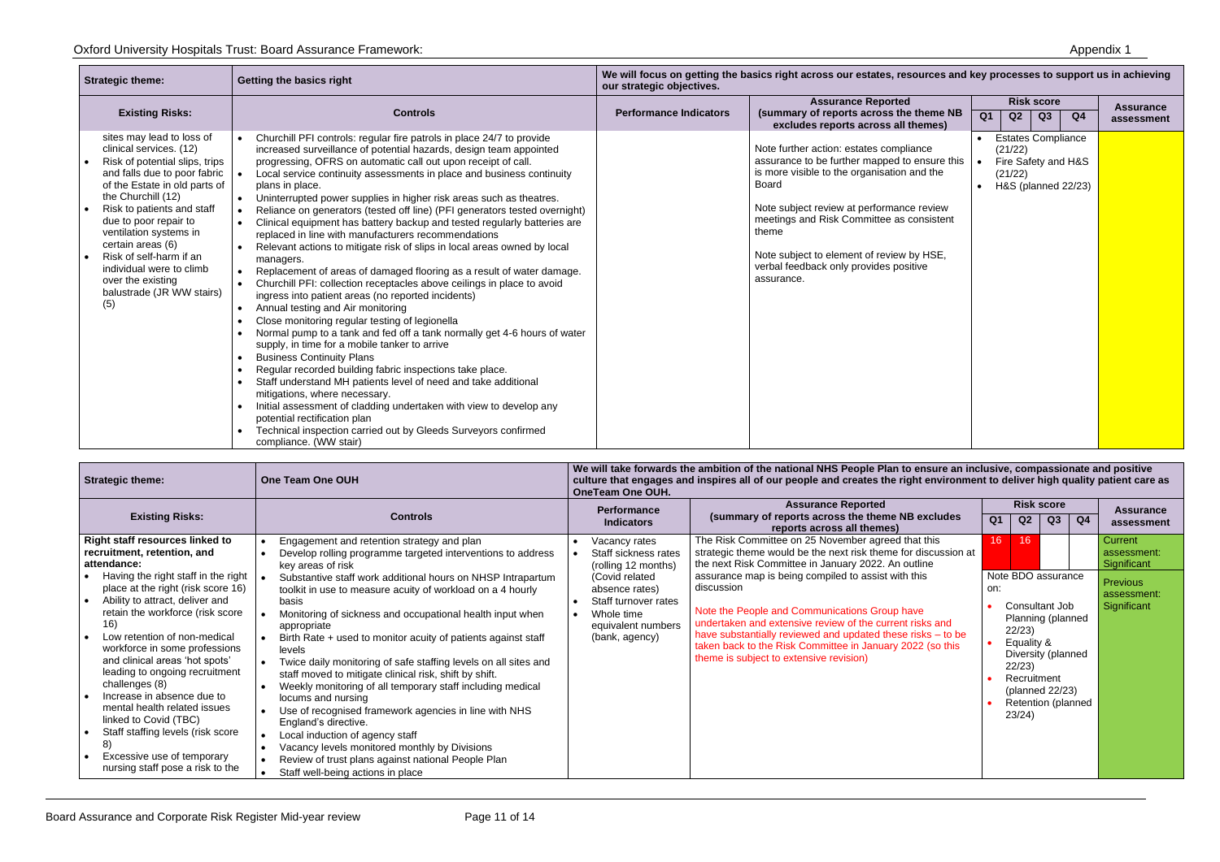| Strategic theme: | Getting the basics right | We will focus on getting the basics right across our estates, resources and key processes to support us in achieving our strategic objectives. | | | | | | |
|---|---|---|---|---|---|---|---|---|
| **Existing Risks:** | **Controls** | **Performance Indicators** | **Assurance Reported (summary of reports across the theme NB excludes reports across all themes)** | **Risk score Q1** | **Q2** | **Q3** | **Q4** | **Assurance assessment** |
| sites may lead to loss of clinical services. (12)<br>• Risk of potential slips, trips and falls due to poor fabric of the Estate in old parts of the Churchill (12)<br>• Risk to patients and staff due to poor repair to ventilation systems in certain areas (6)<br>• Risk of self-harm if an individual were to climb over the existing balustrade (JR WW stairs) (5) | • Churchill PFI controls: regular fire patrols in place 24/7 to provide increased surveillance of potential hazards, design team appointed progressing, OFRS on automatic call out upon receipt of call.<br>• Local service continuity assessments in place and business continuity plans in place.<br>• Uninterrupted power supplies in higher risk areas such as theatres.<br>• Reliance on generators (tested off line) (PFI generators tested overnight)<br>• Clinical equipment has battery backup and tested regularly batteries are replaced in line with manufacturers recommendations<br>• Relevant actions to mitigate risk of slips in local areas owned by local managers.<br>• Replacement of areas of damaged flooring as a result of water damage.<br>• Churchill PFI: collection receptacles above ceilings in place to avoid ingress into patient areas (no reported incidents)<br>• Annual testing and Air monitoring<br>• Close monitoring regular testing of legionella<br>• Normal pump to a tank and fed off a tank normally get 4-6 hours of water supply, in time for a mobile tanker to arrive<br>• Business Continuity Plans<br>• Regular recorded building fabric inspections take place.<br>• Staff understand MH patients level of need and take additional mitigations, where necessary.<br>• Initial assessment of cladding undertaken with view to develop any potential rectification plan<br>• Technical inspection carried out by Gleeds Surveyors confirmed compliance. (WW stair) | | Note further action: estates compliance assurance to be further mapped to ensure this is more visible to the organisation and the Board<br><br>Note subject review at performance review meetings and Risk Committee as consistent theme<br><br>Note subject to element of review by HSE, verbal feedback only provides positive assurance. | • Estates Compliance (21/22)<br>• Fire Safety and H&S (21/22)<br>• H&S (planned 22/23) | | | | |

| Strategic theme: | One Team One OUH | We will take forwards the ambition of the national NHS People Plan to ensure an inclusive, compassionate and positive culture that engages and inspires all of our people and creates the right environment to deliver high quality patient care as OneTeam One OUH. | | | | | | |
|---|---|---|---|---|---|---|---|---|
| **Existing Risks:** | **Controls** | **Performance Indicators** | **Assurance Reported (summary of reports across the theme NB excludes reports across all themes)** | **Risk score Q1** | **Q2** | **Q3** | **Q4** | **Assurance assessment** |
| **Right staff resources linked to recruitment, retention, and attendance:**<br>• Having the right staff in the right place at the right (risk score 16)<br>• Ability to attract, deliver and retain the workforce (risk score 16)<br>• Low retention of non-medical workforce in some professions and clinical areas 'hot spots' leading to ongoing recruitment challenges (8)<br>• Increase in absence due to mental health related issues linked to Covid (TBC)<br>• Staff staffing levels (risk score 8)<br>• Excessive use of temporary nursing staff pose a risk to the | • Engagement and retention strategy and plan<br>• Develop rolling programme targeted interventions to address key areas of risk<br>• Substantive staff work additional hours on NHSP Intrapartum toolkit in use to measure acuity of workload on a 4 hourly basis<br>• Monitoring of sickness and occupational health input when appropriate<br>• Birth Rate + used to monitor acuity of patients against staff levels<br>• Twice daily monitoring of safe staffing levels on all sites and staff moved to mitigate clinical risk, shift by shift.<br>• Weekly monitoring of all temporary staff including medical locums and nursing<br>• Use of recognised framework agencies in line with NHS England's directive.<br>• Local induction of agency staff<br>• Vacancy levels monitored monthly by Divisions<br>• Review of trust plans against national People Plan<br>• Staff well-being actions in place | • Vacancy rates<br>• Staff sickness rates (rolling 12 months) (Covid related absence rates)<br>• Staff turnover rates<br>• Whole time equivalent numbers (bank, agency) | The Risk Committee on 25 November agreed that this strategic theme would be the next risk theme for discussion at the next Risk Committee in January 2022. An outline assurance map is being compiled to assist with this discussion<br><br>Note the People and Communications Group have undertaken and extensive review of the current risks and have substantially reviewed and updated these risks – to be taken back to the Risk Committee in January 2022 (so this theme is subject to extensive revision) | 16<br><br>Note BDO assurance on:<br>• Consultant Job Planning (planned 22/23)<br>• Equality & Diversity (planned 22/23)<br>• Recruitment (planned 22/23)<br>• Retention (planned 23/24) | 16 | | | Current assessment: Significant<br><br>Previous assessment: Significant |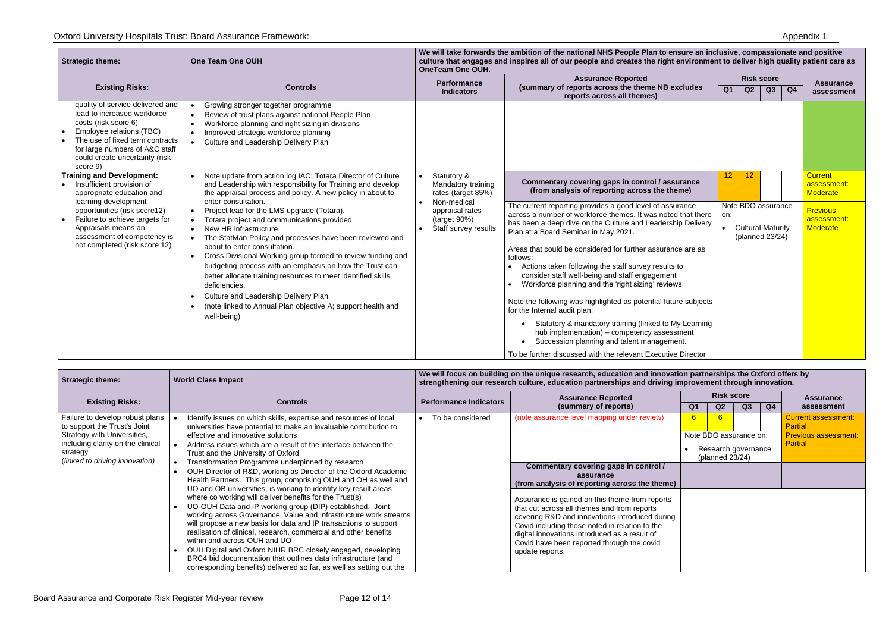| Strategic theme: | One Team One OUH | We will take forwards the ambition of the national NHS People Plan to ensure an inclusive, compassionate and positive culture that engages and inspires all of our people and creates the right environment to deliver high quality patient care as OneTeam One OUH. | | | | | | |
|---|---|---|---|---|---|---|---|---|
| **Existing Risks:** | **Controls** | **Performance Indicators** | **Assurance Reported (summary of reports across the theme NB excludes reports across all themes)** | **Risk score Q1** | **Q2** | **Q3** | **Q4** | **Assurance assessment** |
| quality of service delivered and lead to increased workforce costs (risk score 6)<br>• Employee relations (TBC)<br>• The use of fixed term contracts for large numbers of A&C staff could create uncertainty (risk score 9) | • Growing stronger together programme<br>• Review of trust plans against national People Plan<br>• Workforce planning and right sizing in divisions<br>• Improved strategic workforce planning<br>• Culture and Leadership Delivery Plan | | | | | | | |
| **Training and Development:**<br>• Insufficient provision of appropriate education and learning development opportunities (risk score12)<br>• Failure to achieve targets for Appraisals means an assessment of competency is not completed (risk score 12) | • Note update from action log IAC: Totara Director of Culture and Leadership with responsibility for Training and develop the appraisal process and policy. A new policy in about to enter consultation.<br>• Project lead for the LMS upgrade (Totara).<br>• Totara project and communications provided.<br>• New HR infrastructure<br>• The StatMan Policy and processes have been reviewed and about to enter consultation.<br>• Cross Divisional Working group formed to review funding and budgeting process with an emphasis on how the Trust can better allocate training resources to meet identified skills deficiencies.<br>• Culture and Leadership Delivery Plan<br>• (note linked to Annual Plan objective A; support health and well-being) | • Statutory & Mandatory training rates (target 85%)<br>• Non-medical appraisal rates (target 90%)<br>• Staff survey results | **Commentary covering gaps in control / assurance (from analysis of reporting across the theme)**<br><br>The current reporting provides a good level of assurance across a number of workforce themes. It was noted that there has been a deep dive on the Culture and Leadership Delivery Plan at a Board Seminar in May 2021.<br><br>Areas that could be considered for further assurance are as follows:<br>• Actions taken following the staff survey results to consider staff well-being and staff engagement<br>• Workforce planning and the 'right sizing' reviews<br><br>Note the following was highlighted as potential future subjects for the Internal audit plan:<br>• Statutory & mandatory training (linked to My Learning hub implementation) – competency assessment<br>• Succession planning and talent management.<br><br>To be further discussed with the relevant Executive Director | 12<br><br>Note BDO assurance on:<br>• Cultural Maturity (planned 23/24) | 12 | | | Current assessment: Moderate<br><br>Previous assessment: Moderate |

| Strategic theme: | World Class Impact | We will focus on building on the unique research, education and innovation partnerships the Oxford offers by strengthening our research culture, education partnerships and driving improvement through innovation. | | | | | | |
|---|---|---|---|---|---|---|---|---|
| **Existing Risks:** | **Controls** | **Performance Indicators** | **Assurance Reported (summary of reports)** | **Risk score Q1** | **Q2** | **Q3** | **Q4** | **Assurance assessment** |
| Failure to develop robust plans to support the Trust's Joint Strategy with Universities, including clarity on the clinical strategy<br>(*linked to driving innovation*) | • Identify issues on which skills, expertise and resources of local universities have potential to make an invaluable contribution to effective and innovative solutions<br>• Address issues which are a result of the interface between the Trust and the University of Oxford<br>• Transformation Programme underpinned by research<br>• OUH Director of R&D, working as Director of the Oxford Academic Health Partners. This group, comprising OUH and OH as well and UO and OB universities, is working to identify key result areas where co working will deliver benefits for the Trust(s)<br>• UO-OUH Data and IP working group (DIP) established. Joint working across Governance, Value and Infrastructure work streams will propose a new basis for data and IP transactions to support realisation of clinical, research, commercial and other benefits within and across OUH and UO<br>• OUH Digital and Oxford NIHR BRC closely engaged, developing BRC4 bid documentation that outlines data infrastructure (and corresponding benefits) delivered so far, as well as setting out the | • To be considered | (note assurance level mapping under review)<br><br>**Commentary covering gaps in control / assurance (from analysis of reporting across the theme)**<br><br>Assurance is gained on this theme from reports that cut across all themes and from reports covering R&D and innovations introduced during Covid including those noted in relation to the digital innovations introduced as a result of Covid have been reported through the covid update reports. | 6<br><br>Note BDO assurance on:<br>• Research governance (planned 23/24) | 6 | | | Current assessment: Partial<br><br>Previous assessment: Partial |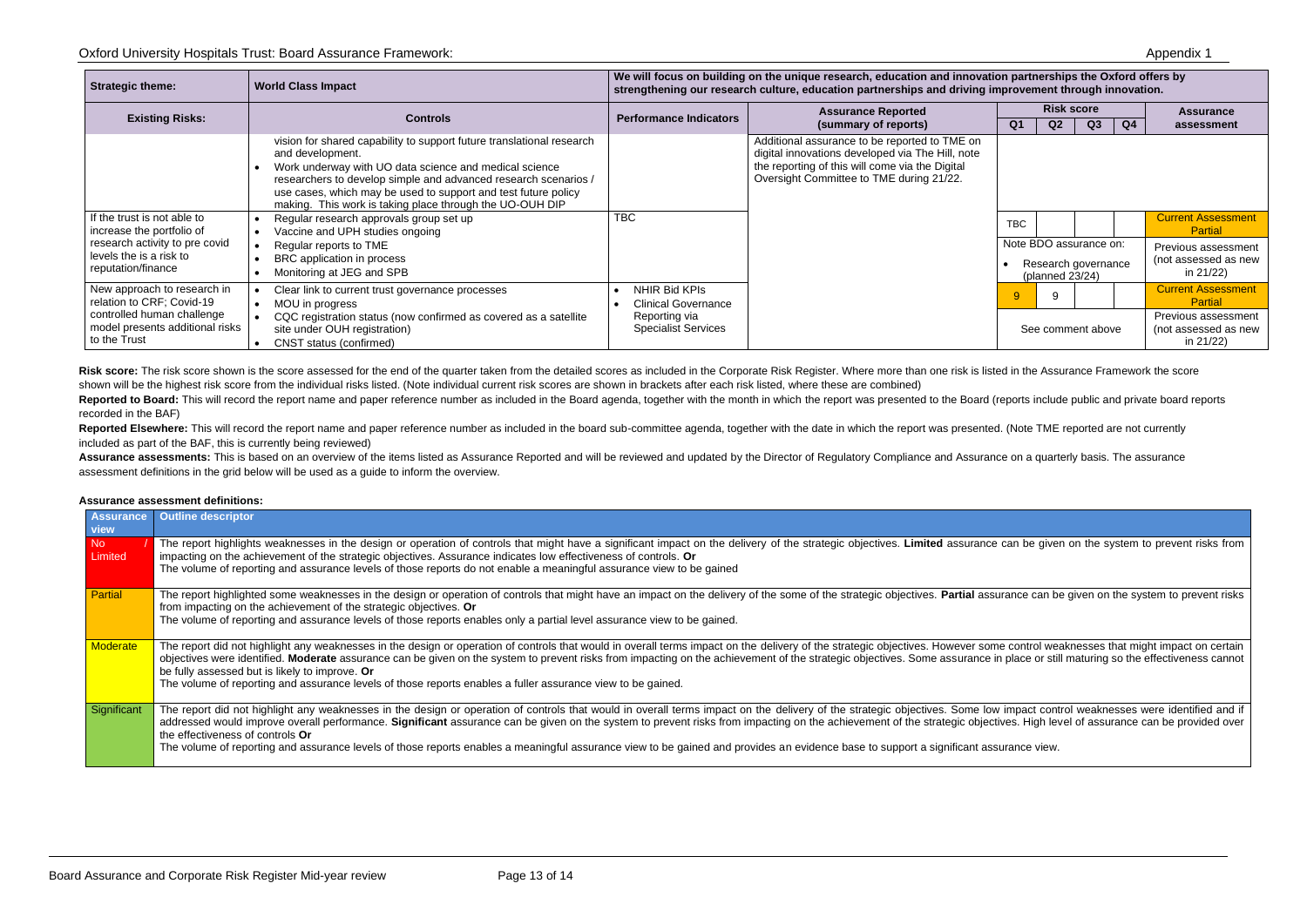Oxford University Hospitals Trust: Board Assurance Framework:

Appendix 1

| Strategic theme: | World Class Impact | We will focus on building on the unique research, education and innovation partnerships the Oxford offers by strengthening our research culture, education partnerships and driving improvement through innovation. | | | | | | |
|---|---|---|---|---|---|---|---|---|
| **Existing Risks:** | **Controls** | **Performance Indicators** | **Assurance Reported (summary of reports)** | **Risk score Q1** | **Q2** | **Q3** | **Q4** | **Assurance assessment** |
| | vision for shared capability to support future translational research and development. • Work underway with UO data science and medical science researchers to develop simple and advanced research scenarios / use cases, which may be used to support and test future policy making. This work is taking place through the UO-OUH DIP | | Additional assurance to be reported to TME on digital innovations developed via The Hill, note the reporting of this will come via the Digital Oversight Committee to TME during 21/22. | | | | | |
| If the trust is not able to increase the portfolio of research activity to pre covid levels the is a risk to reputation/finance | • Regular research approvals group set up • Vaccine and UPH studies ongoing • Regular reports to TME • BRC application in process • Monitoring at JEG and SPB | TBC | | TBC | | | | Current Assessment Partial |
| | | | | Note BDO assurance on: • Research governance (planned 23/24) | | | | Previous assessment (not assessed as new in 21/22) |
| New approach to research in relation to CRF; Covid-19 controlled human challenge model presents additional risks to the Trust | • Clear link to current trust governance processes • MOU in progress • CQC registration status (now confirmed as covered as a satellite site under OUH registration) • CNST status (confirmed) | • NHIR Bid KPIs • Clinical Governance Reporting via Specialist Services | | 9 | 9 | | | Current Assessment Partial |
| | | | | See comment above | | | | Previous assessment (not assessed as new in 21/22) |

**Risk score:** The risk score shown is the score assessed for the end of the quarter taken from the detailed scores as included in the Corporate Risk Register. Where more than one risk is listed in the Assurance Framework the score shown will be the highest risk score from the individual risks listed. (Note individual current risk scores are shown in brackets after each risk listed, where these are combined)

**Reported to Board:** This will record the report name and paper reference number as included in the Board agenda, together with the month in which the report was presented to the Board (reports include public and private board reports recorded in the BAF)

**Reported Elsewhere:** This will record the report name and paper reference number as included in the board sub-committee agenda, together with the date in which the report was presented. (Note TME reported are not currently included as part of the BAF, this is currently being reviewed)

**Assurance assessments:** This is based on an overview of the items listed as Assurance Reported and will be reviewed and updated by the Director of Regulatory Compliance and Assurance on a quarterly basis. The assurance assessment definitions in the grid below will be used as a guide to inform the overview.

**Assurance assessment definitions:**

| Assurance view | Outline descriptor |
|---|---|
| No / Limited | The report highlights weaknesses in the design or operation of controls that might have a significant impact on the delivery of the strategic objectives. **Limited** assurance can be given on the system to prevent risks from impacting on the achievement of the strategic objectives. Assurance indicates low effectiveness of controls. **Or** The volume of reporting and assurance levels of those reports do not enable a meaningful assurance view to be gained |
| Partial | The report highlighted some weaknesses in the design or operation of controls that might have an impact on the delivery of the some of the strategic objectives. **Partial** assurance can be given on the system to prevent risks from impacting on the achievement of the strategic objectives. **Or** The volume of reporting and assurance levels of those reports enables only a partial level assurance view to be gained. |
| Moderate | The report did not highlight any weaknesses in the design or operation of controls that would in overall terms impact on the delivery of the strategic objectives. However some control weaknesses that might impact on certain objectives were identified. **Moderate** assurance can be given on the system to prevent risks from impacting on the achievement of the strategic objectives. Some assurance in place or still maturing so the effectiveness cannot be fully assessed but is likely to improve. **Or** The volume of reporting and assurance levels of those reports enables a fuller assurance view to be gained. |
| Significant | The report did not highlight any weaknesses in the design or operation of controls that would in overall terms impact on the delivery of the strategic objectives. Some low impact control weaknesses were identified and if addressed would improve overall performance. **Significant** assurance can be given on the system to prevent risks from impacting on the achievement of the strategic objectives. High level of assurance can be provided over the effectiveness of controls **Or** The volume of reporting and assurance levels of those reports enables a meaningful assurance view to be gained and provides an evidence base to support a significant assurance view. |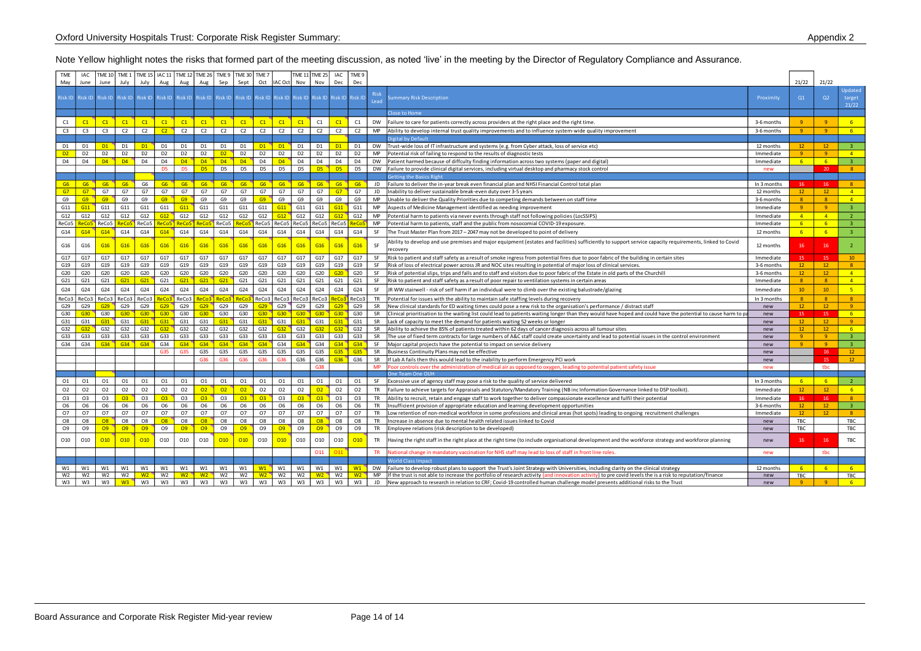Note Yellow highlight notes the risks that formed part of the meeting discussion, as noted 'live' in the meeting by the Director of Regulatory Compliance and Assurance.

| TME May | IAC June | TME 10 June | TME 1 July | TME 15 July | IAC 11 Aug | TME 12 Aug | TME 26 Aug | TME 9 Sep | TME 30 Sept | TME 7 Oct | IAC Oct | TME 11 Nov | TME 25 Nov | IAC Dec | TME 9 Dec | | | | 21/22 | 21/22 | |
|---|---|---|---|---|---|---|---|---|---|---|---|---|---|---|---|---|---|---|---|---|---|
| Risk ID | Risk ID | Risk ID | Risk ID | Risk ID | Risk ID | Risk ID | Risk ID | Risk ID | Risk ID | Risk ID | Risk ID | Risk ID | Risk ID | Risk ID | Risk ID | Risk Lead | Summary Risk Description | Proximity | Q1 | Q2 | Updated target 21/22 |
| | | | | | | | | | | | | | | | | | Close to Home | | | | |
| C1 | C1 | C1 | C1 | C1 | C1 | C1 | C1 | C1 | C1 | C1 | C1 | C1 | C1 | C1 | C1 | DW | Failure to care for patients correctly across providers at the right place and the right time. | 3-6 months | 9 | 9 | 6 |
| C3 | C3 | C3 | C2 | C2 | C2 | C2 | C2 | C2 | C2 | C2 | C2 | C2 | C2 | C2 | C2 | MP | Ability to develop internal trust quality improvements and to influence system-wide quality improvement | 3-6 months | 9 | 9 | 6 |
| | | | | | | | | | | | | | | | | | Digital by Default | | | | |
| D1 | D1 | D1 | D1 | D1 | D1 | D1 | D1 | D1 | D1 | D1 | D1 | D1 | D1 | D1 | D1 | DW | Trust-wide loss of IT infrastructure and systems (e.g. from Cyber attack, loss of service etc) | 12 months | 12 | 12 | 3 |
| D2 | D2 | D2 | D2 | D2 | D2 | D2 | D2 | D2 | D2 | D2 | D2 | D2 | D2 | D2 | D2 | MP | Potential risk of failing to respond to the results of diagnostic tests | Immediate | 9 | 9 | 4 |
| D4 | D4 | D4 | D4 | D4 | D4 | D4 | D4 | D4 | D4 | D4 | D4 | D4 | D4 | D4 | D4 | DW | Patient harmed because of diffculty finding information across two systems (paper and digital) | Immediate | 6 | 6 | 3 |
| | | | | | D5 | D5 | D5 | D5 | D5 | D5 | D5 | D5 | D5 | D5 | D5 | DW | Failure to provide clinical digital services, including virtual desktop and pharmacy stock control | new | | 20 | 8 |
| | | | | | | | | | | | | | | | | | Getting the Basics Right | | | | |
| G6 | G6 | G6 | G6 | G6 | G6 | G6 | G6 | G6 | G6 | G6 | G6 | G6 | G6 | G6 | G6 | JD | Failure to deliver the in-year break even financial plan and NHSI Financial Control total plan | In 3 months | 16 | 16 | 8 |
| G7 | G7 | G7 | G7 | G7 | G7 | G7 | G7 | G7 | G7 | G7 | G7 | G7 | G7 | G7 | G7 | JD | Inability to deliver sustainable break-even duty over 3-5 years | 12 months | 12 | 12 | 4 |
| G9 | G9 | G9 | G9 | G9 | G9 | G9 | G9 | G9 | G9 | G9 | G9 | G9 | G9 | G9 | G9 | MP | Unable to deliver the Quality Priorities due to competing demands between on staff time | 3-6 months | 8 | 8 | 4 |
| G11 | G11 | G11 | G11 | G11 | G11 | G11 | G11 | G11 | G11 | G11 | G11 | G11 | G11 | G11 | G11 | MP | Aspects of Medicine Management identified as needing improvement | Immediate | 9 | 9 | 3 |
| G12 | G12 | G12 | G12 | G12 | G12 | G12 | G12 | G12 | G12 | G12 | G12 | G12 | G12 | G12 | G12 | MP | Potential harm to patients via never events through staff not following policies (LocSSIPS) | Immediate | 4 | 4 | 2 |
| ReCo5 | ReCo5 | ReCo5 | ReCo5 | ReCo5 | ReCo5 | ReCo5 | ReCo5 | ReCo5 | ReCo5 | ReCo5 | ReCo5 | ReCo5 | ReCo5 | ReCo5 | ReCo5 | MP | Potential harm to patients, staff and the public from nosocomial COVID-19 exposure. | Immediate | 6 | 6 | 3 |
| G14 | G14 | G14 | G14 | G14 | G14 | G14 | G14 | G14 | G14 | G14 | G14 | G14 | G14 | G14 | G14 | SF | The Trust Master Plan from 2017 – 2047 may not be developed to point of delivery | 12 months | 6 | 6 | 3 |
| G16 | G16 | G16 | G16 | G16 | G16 | G16 | G16 | G16 | G16 | G16 | G16 | G16 | G16 | G16 | G16 | SF | Ability to develop and use premises and major equipment (estates and facilities) sufficiently to support service capacity requirements, linked to Covid recovery | 12 months | 16 | 16 | 2 |
| G17 | G17 | G17 | G17 | G17 | G17 | G17 | G17 | G17 | G17 | G17 | G17 | G17 | G17 | G17 | G17 | SF | Risk to patient and staff safety as a result of smoke ingress from potential fires due to poor fabric of the building in certain sites | Immediate | 15 | 15 | 10 |
| G19 | G19 | G19 | G19 | G19 | G19 | G19 | G19 | G19 | G19 | G19 | G19 | G19 | G19 | G19 | G19 | SF | Risk of loss of electrical power across JR and NOC sites resulting in potential of major loss of clinical services. | 3-6 months | 12 | 12 | 8 |
| G20 | G20 | G20 | G20 | G20 | G20 | G20 | G20 | G20 | G20 | G20 | G20 | G20 | G20 | G20 | G20 | SF | Risk of potential slips, trips and falls and to staff and visitors due to poor fabric of the Estate in old parts of the Churchill | 3-6 months | 12 | 12 | 4 |
| G21 | G21 | G21 | G21 | G21 | G21 | G21 | G21 | G21 | G21 | G21 | G21 | G21 | G21 | G21 | G21 | SF | Risk to patient and staff safety as a result of poor repair to ventilation systems in certain areas | Immediate | 8 | 8 | 4 |
| G24 | G24 | G24 | G24 | G24 | G24 | G24 | G24 | G24 | G24 | G24 | G24 | G24 | G24 | G24 | G24 | SF | JR WW stairwell - risk of self harm if an individual were to climb over the existing balustrade/glazing | Immediate | 10 | 10 | 5 |
| ReCo3 | ReCo3 | ReCo3 | ReCo3 | ReCo3 | ReCo3 | ReCo3 | ReCo3 | ReCo3 | ReCo3 | ReCo3 | ReCo3 | ReCo3 | ReCo3 | ReCo3 | ReCo3 | TR | Potential for issues with the ability to maintain safe staffing levels during recovery | In 3 months | 8 | 8 | 8 |
| G29 | G29 | G29 | G29 | G29 | G29 | G29 | G29 | G29 | G29 | G29 | G29 | G29 | G29 | G29 | G29 | SR | New clinical standards for ED waiting times could pose a new risk to the organisation's performance / distract staff | new | 12 | 12 | 9 |
| G30 | G30 | G30 | G30 | G30 | G30 | G30 | G30 | G30 | G30 | G30 | G30 | G30 | G30 | G30 | G30 | SR | Clinical prioritisation to the waiting list could lead to patients waiting longer than they would have hoped and could have the potential to cause harm to pa | new | 15 | 15 | 6 |
| G31 | G31 | G31 | G31 | G31 | G31 | G31 | G31 | G31 | G31 | G31 | G31 | G31 | G31 | G31 | G31 | SR | Lack of capacity to meet the demand for patients waiting 52 weeks or longer | new | 12 | 12 | 9 |
| G32 | G32 | G32 | G32 | G32 | G32 | G32 | G32 | G32 | G32 | G32 | G32 | G32 | G32 | G32 | G32 | SR | Ability to achieve the 85% of patients treated within 62 days of cancer diagnosis across all tumour sites | new | 12 | 12 | 6 |
| G33 | G33 | G33 | G33 | G33 | G33 | G33 | G33 | G33 | G33 | G33 | G33 | G33 | G33 | G33 | G33 | SR | The use of fixed term contracts for large numbers of A&C staff could create uncertainty and lead to potential issues in the control environment | new | 9 | 9 | 3 |
| G34 | G34 | G34 | G34 | G34 | G34 | G34 | G34 | G34 | G34 | G34 | G34 | G34 | G34 | G34 | G34 | SF | Major capital projects have the potential to impact on service delivery | new | 9 | 9 | 3 |
| | | | | | G35 | G35 | G35 | G35 | G35 | G35 | G35 | G35 | G35 | G35 | G35 | SR | Business Continuity Plans may not be effective | new | | 16 | 12 |
| | | | | | | | G36 | G36 | G36 | G36 | G36 | G36 | G36 | G36 | G36 | SR | If Lab A fails then this would lead to the inability to perform Emergency PCI work | new | | 15 | 12 |
| | | | | | | | | | | | | | G38 | | | MP | Poor controls over the administration of medical air as opposed to oxygen, leading to potential patient safety issue | new | | tbc | |
| | | | | | | | | | | | | | | | | | One Team One OUH | | | | |
| O1 | O1 | O1 | O1 | O1 | O1 | O1 | O1 | O1 | O1 | O1 | O1 | O1 | O1 | O1 | O1 | SF | Excessive use of agency staff may pose a risk to the quality of service delivered | In 3 months | 6 | 6 | 2 |
| O2 | O2 | O2 | O2 | O2 | O2 | O2 | O2 | O2 | O2 | O2 | O2 | O2 | O2 | O2 | O2 | TR | Failure to achieve targets for Appraisals and Statutory/Mandatory Training (NB inc Information Governance linked to DSP toolkit). | Immediate | 12 | 12 | 6 |
| O3 | O3 | O3 | O3 | O3 | O3 | O3 | O3 | O3 | O3 | O3 | O3 | O3 | O3 | O3 | O3 | TR | Ability to recruit, retain and engage staff to work together to deliver compassionate excellence and fulfil their potential | Immediate | 16 | 16 | 8 |
| O6 | O6 | O6 | O6 | O6 | O6 | O6 | O6 | O6 | O6 | O6 | O6 | O6 | O6 | O6 | O6 | TR | Insufficient provision of appropriate education and learning development opportunities | 3-6 months | 12 | 12 | 3 |
| O7 | O7 | O7 | O7 | O7 | O7 | O7 | O7 | O7 | O7 | O7 | O7 | O7 | O7 | O7 | O7 | TR | Low retention of non-medical workforce in some professions and clinical areas (hot spots) leading to ongoing recruitment challenges | Immediate | 12 | 12 | 8 |
| O8 | O8 | O8 | O8 | O8 | O8 | O8 | O8 | O8 | O8 | O8 | O8 | O8 | O8 | O8 | O8 | TR | Increase in absence due to mental health related issues linked to Covid | new | TBC | | TBC |
| O9 | O9 | O9 | O9 | O9 | O9 | O9 | O9 | O9 | O9 | O9 | O9 | O9 | O9 | O9 | O9 | TR | Employee relations (risk description to be developed) | new | TBC | | TBC |
| O10 | O10 | O10 | O10 | O10 | O10 | O10 | O10 | O10 | O10 | O10 | O10 | O10 | O10 | O10 | O10 | TR | Having the right staff in the right place at the right time (to include organisational development and the workforce strategy and workforce planning | new | 16 | 16 | TBC |
| | | | | | | | | | | | | | O11 | O11 | | TR | National change in mandatory vaccination for NHS staff may lead to loss of staff in front line roles. | new | | tbc | |
| | | | | | | | | | | | | | | | | | World Class Impact | | | | |
| W1 | W1 | W1 | W1 | W1 | W1 | W1 | W1 | W1 | W1 | W1 | W1 | W1 | W1 | W1 | W1 | DW | Failure to develop robust plans to support the Trust's Joint Strategy with Universities, including clarity on the clinical strategy | 12 months | 6 | 6 | 6 |
| W2 | W2 | W2 | W2 | W2 | W2 | W2 | W2 | W2 | W2 | W2 | W2 | W2 | W2 | W2 | W2 | MP | If the trust is not able to increase the portfolio of research activity (and innovation activity) to pre covid levels the is a risk to reputation/finance | new | TBC | | TBC |
| W3 | W3 | W3 | W3 | W3 | W3 | W3 | W3 | W3 | W3 | W3 | W3 | W3 | W3 | W3 | W3 | JD | New approach to research in relation to CRF; Covid-19 controlled human challenge model presents additional risks to the Trust | new | 9 | 9 | 6 |